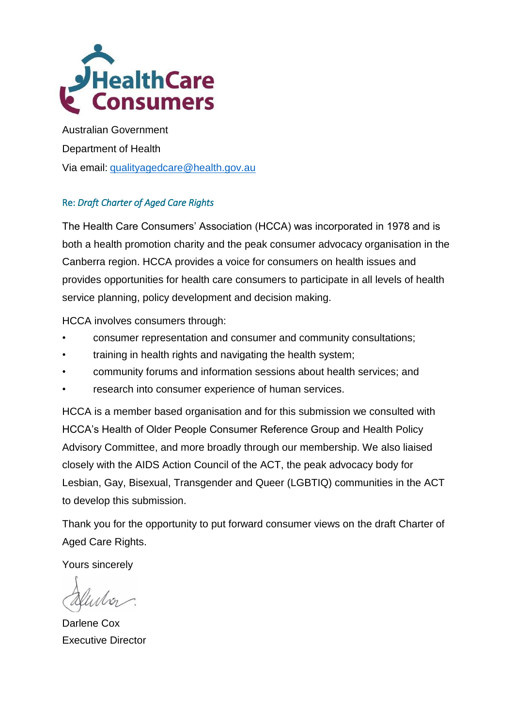Health Care Consumers

Australian Government

Department of Health

Via email: [qualityagedcare@health.gov.au](mailto:qualityagedcare@health.gov.au)

Re: *Draft Charter of Aged Care Rights*

The Health Care Consumers' Association (HCCA) was incorporated in 1978 and is both a health promotion charity and the peak consumer advocacy organisation in the Canberra region. HCCA provides a voice for consumers on health issues and provides opportunities for health care consumers to participate in all levels of health service planning, policy development and decision making.

HCCA involves consumers through:

- consumer representation and consumer and community consultations;
- training in health rights and navigating the health system;
- community forums and information sessions about health services; and
- research into consumer experience of human services.

HCCA is a member based organisation and for this submission we consulted with HCCA's Health of Older People Consumer Reference Group and Health Policy Advisory Committee, and more broadly through our membership. We also liaised closely with the AIDS Action Council of the ACT, the peak advocacy body for Lesbian, Gay, Bisexual, Transgender and Queer (LGBTIQ) communities in the ACT to develop this submission.

Thank you for the opportunity to put forward consumer views on the draft Charter of Aged Care Rights.

Yours sincerely

Darlene Cox
Executive Director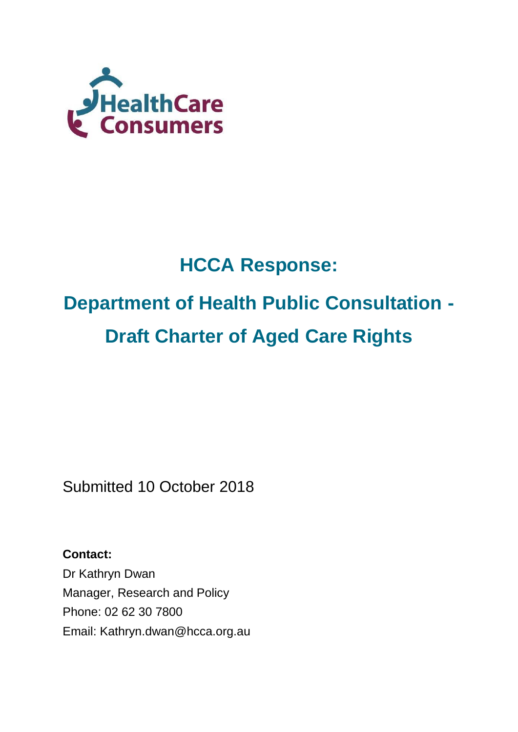# HCCA Response:

# Department of Health Public Consultation - Draft Charter of Aged Care Rights

Submitted 10 October 2018

**Contact:**
Dr Kathryn Dwan
Manager, Research and Policy
Phone: 02 62 30 7800
Email: Kathryn.dwan@hcca.org.au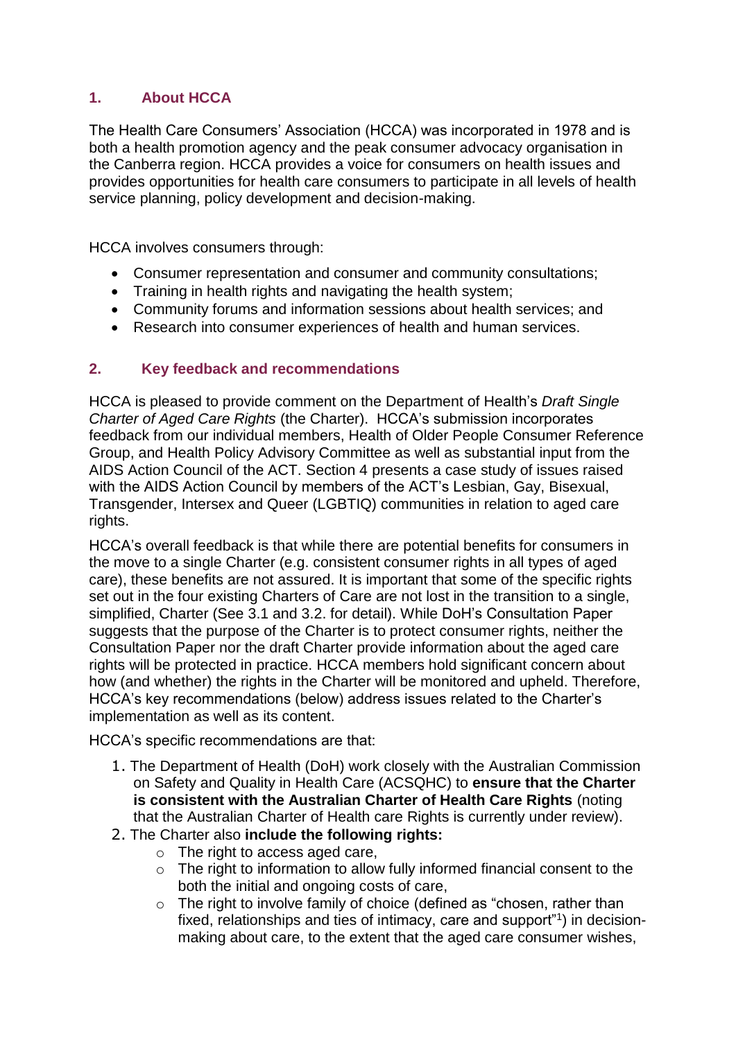## 1. About HCCA

The Health Care Consumers' Association (HCCA) was incorporated in 1978 and is both a health promotion agency and the peak consumer advocacy organisation in the Canberra region. HCCA provides a voice for consumers on health issues and provides opportunities for health care consumers to participate in all levels of health service planning, policy development and decision-making.

HCCA involves consumers through:

- Consumer representation and consumer and community consultations;
- Training in health rights and navigating the health system;
- Community forums and information sessions about health services; and
- Research into consumer experiences of health and human services.

## 2. Key feedback and recommendations

HCCA is pleased to provide comment on the Department of Health's *Draft Single Charter of Aged Care Rights* (the Charter). HCCA's submission incorporates feedback from our individual members, Health of Older People Consumer Reference Group, and Health Policy Advisory Committee as well as substantial input from the AIDS Action Council of the ACT. Section 4 presents a case study of issues raised with the AIDS Action Council by members of the ACT's Lesbian, Gay, Bisexual, Transgender, Intersex and Queer (LGBTIQ) communities in relation to aged care rights.

HCCA's overall feedback is that while there are potential benefits for consumers in the move to a single Charter (e.g. consistent consumer rights in all types of aged care), these benefits are not assured. It is important that some of the specific rights set out in the four existing Charters of Care are not lost in the transition to a single, simplified, Charter (See 3.1 and 3.2. for detail). While DoH's Consultation Paper suggests that the purpose of the Charter is to protect consumer rights, neither the Consultation Paper nor the draft Charter provide information about the aged care rights will be protected in practice. HCCA members hold significant concern about how (and whether) the rights in the Charter will be monitored and upheld. Therefore, HCCA's key recommendations (below) address issues related to the Charter's implementation as well as its content.

HCCA's specific recommendations are that:

1. The Department of Health (DoH) work closely with the Australian Commission on Safety and Quality in Health Care (ACSQHC) to **ensure that the Charter is consistent with the Australian Charter of Health Care Rights** (noting that the Australian Charter of Health care Rights is currently under review).
2. The Charter also **include the following rights:**
   - The right to access aged care,
   - The right to information to allow fully informed financial consent to the both the initial and ongoing costs of care,
   - The right to involve family of choice (defined as "chosen, rather than fixed, relationships and ties of intimacy, care and support"[1]) in decision-making about care, to the extent that the aged care consumer wishes,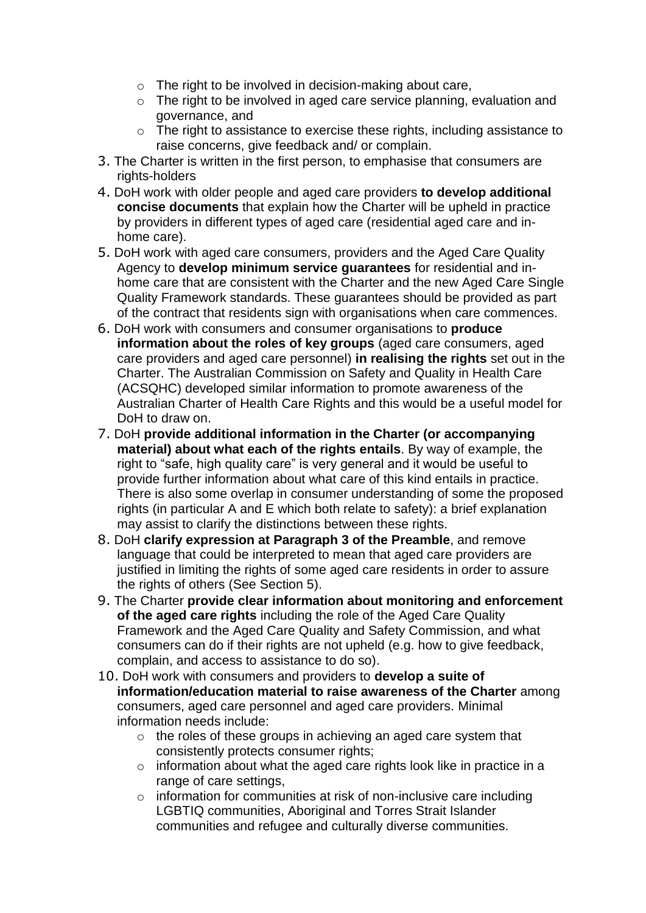- The right to be involved in decision-making about care,
    - The right to be involved in aged care service planning, evaluation and governance, and
    - The right to assistance to exercise these rights, including assistance to raise concerns, give feedback and/ or complain.
3. The Charter is written in the first person, to emphasise that consumers are rights-holders
4. DoH work with older people and aged care providers **to develop additional concise documents** that explain how the Charter will be upheld in practice by providers in different types of aged care (residential aged care and in-home care).
5. DoH work with aged care consumers, providers and the Aged Care Quality Agency to **develop minimum service guarantees** for residential and in-home care that are consistent with the Charter and the new Aged Care Single Quality Framework standards. These guarantees should be provided as part of the contract that residents sign with organisations when care commences.
6. DoH work with consumers and consumer organisations to **produce information about the roles of key groups** (aged care consumers, aged care providers and aged care personnel) **in realising the rights** set out in the Charter. The Australian Commission on Safety and Quality in Health Care (ACSQHC) developed similar information to promote awareness of the Australian Charter of Health Care Rights and this would be a useful model for DoH to draw on.
7. DoH **provide additional information in the Charter (or accompanying material) about what each of the rights entails**. By way of example, the right to "safe, high quality care" is very general and it would be useful to provide further information about what care of this kind entails in practice. There is also some overlap in consumer understanding of some the proposed rights (in particular A and E which both relate to safety): a brief explanation may assist to clarify the distinctions between these rights.
8. DoH **clarify expression at Paragraph 3 of the Preamble**, and remove language that could be interpreted to mean that aged care providers are justified in limiting the rights of some aged care residents in order to assure the rights of others (See Section 5).
9. The Charter **provide clear information about monitoring and enforcement of the aged care rights** including the role of the Aged Care Quality Framework and the Aged Care Quality and Safety Commission, and what consumers can do if their rights are not upheld (e.g. how to give feedback, complain, and access to assistance to do so).
10. DoH work with consumers and providers to **develop a suite of information/education material to raise awareness of the Charter** among consumers, aged care personnel and aged care providers. Minimal information needs include:
    - the roles of these groups in achieving an aged care system that consistently protects consumer rights;
    - information about what the aged care rights look like in practice in a range of care settings,
    - information for communities at risk of non-inclusive care including LGBTIQ communities, Aboriginal and Torres Strait Islander communities and refugee and culturally diverse communities.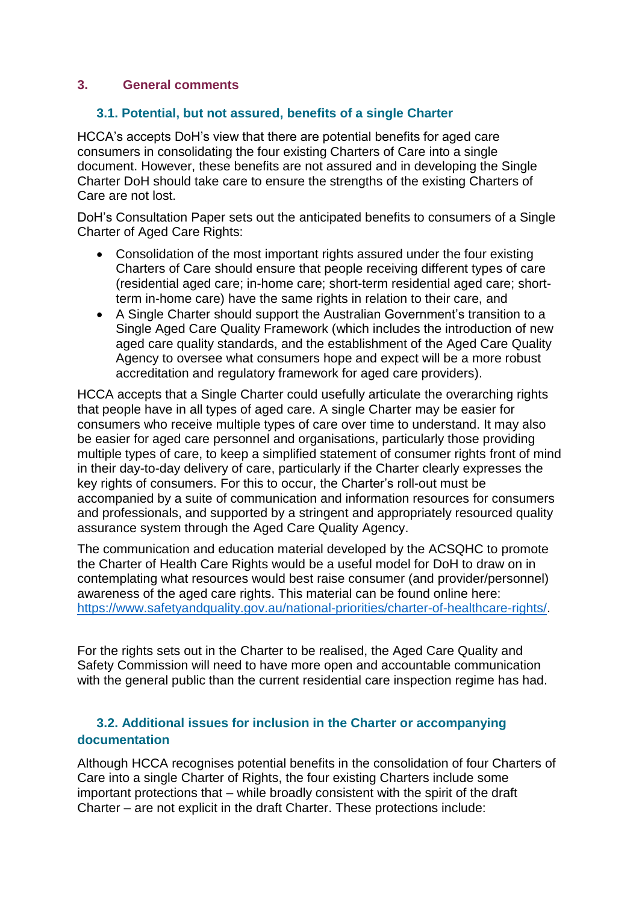## 3. General comments

### 3.1. Potential, but not assured, benefits of a single Charter

HCCA's accepts DoH's view that there are potential benefits for aged care consumers in consolidating the four existing Charters of Care into a single document. However, these benefits are not assured and in developing the Single Charter DoH should take care to ensure the strengths of the existing Charters of Care are not lost.

DoH's Consultation Paper sets out the anticipated benefits to consumers of a Single Charter of Aged Care Rights:

- Consolidation of the most important rights assured under the four existing Charters of Care should ensure that people receiving different types of care (residential aged care; in-home care; short-term residential aged care; short-term in-home care) have the same rights in relation to their care, and
- A Single Charter should support the Australian Government's transition to a Single Aged Care Quality Framework (which includes the introduction of new aged care quality standards, and the establishment of the Aged Care Quality Agency to oversee what consumers hope and expect will be a more robust accreditation and regulatory framework for aged care providers).

HCCA accepts that a Single Charter could usefully articulate the overarching rights that people have in all types of aged care. A single Charter may be easier for consumers who receive multiple types of care over time to understand. It may also be easier for aged care personnel and organisations, particularly those providing multiple types of care, to keep a simplified statement of consumer rights front of mind in their day-to-day delivery of care, particularly if the Charter clearly expresses the key rights of consumers. For this to occur, the Charter's roll-out must be accompanied by a suite of communication and information resources for consumers and professionals, and supported by a stringent and appropriately resourced quality assurance system through the Aged Care Quality Agency.

The communication and education material developed by the ACSQHC to promote the Charter of Health Care Rights would be a useful model for DoH to draw on in contemplating what resources would best raise consumer (and provider/personnel) awareness of the aged care rights. This material can be found online here: https://www.safetyandquality.gov.au/national-priorities/charter-of-healthcare-rights/.

For the rights sets out in the Charter to be realised, the Aged Care Quality and Safety Commission will need to have more open and accountable communication with the general public than the current residential care inspection regime has had.

### 3.2. Additional issues for inclusion in the Charter or accompanying documentation

Although HCCA recognises potential benefits in the consolidation of four Charters of Care into a single Charter of Rights, the four existing Charters include some important protections that – while broadly consistent with the spirit of the draft Charter – are not explicit in the draft Charter. These protections include: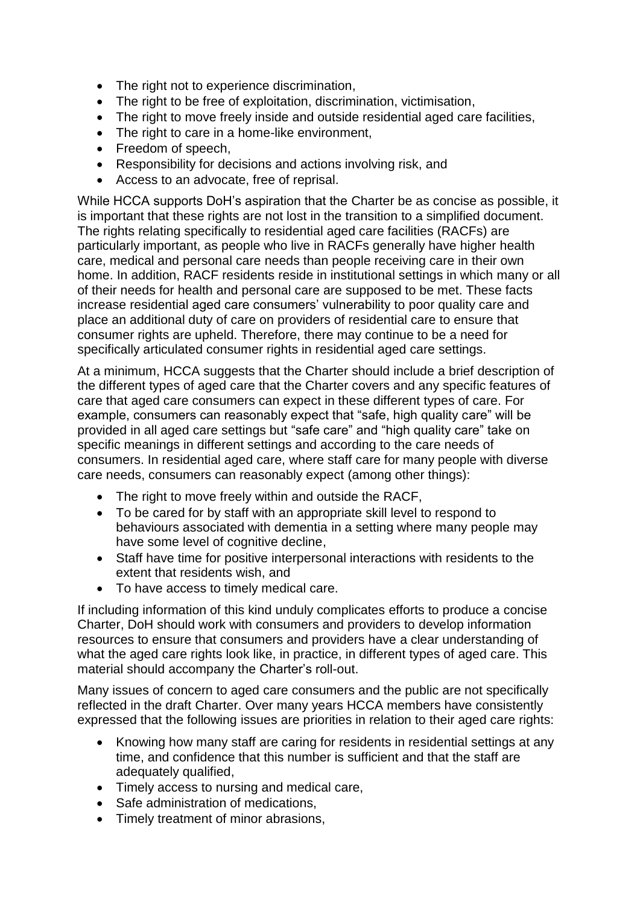- The right not to experience discrimination,
- The right to be free of exploitation, discrimination, victimisation,
- The right to move freely inside and outside residential aged care facilities,
- The right to care in a home-like environment,
- Freedom of speech,
- Responsibility for decisions and actions involving risk, and
- Access to an advocate, free of reprisal.

While HCCA supports DoH's aspiration that the Charter be as concise as possible, it is important that these rights are not lost in the transition to a simplified document. The rights relating specifically to residential aged care facilities (RACFs) are particularly important, as people who live in RACFs generally have higher health care, medical and personal care needs than people receiving care in their own home. In addition, RACF residents reside in institutional settings in which many or all of their needs for health and personal care are supposed to be met. These facts increase residential aged care consumers' vulnerability to poor quality care and place an additional duty of care on providers of residential care to ensure that consumer rights are upheld. Therefore, there may continue to be a need for specifically articulated consumer rights in residential aged care settings.

At a minimum, HCCA suggests that the Charter should include a brief description of the different types of aged care that the Charter covers and any specific features of care that aged care consumers can expect in these different types of care. For example, consumers can reasonably expect that "safe, high quality care" will be provided in all aged care settings but "safe care" and "high quality care" take on specific meanings in different settings and according to the care needs of consumers. In residential aged care, where staff care for many people with diverse care needs, consumers can reasonably expect (among other things):

- The right to move freely within and outside the RACF,
- To be cared for by staff with an appropriate skill level to respond to behaviours associated with dementia in a setting where many people may have some level of cognitive decline,
- Staff have time for positive interpersonal interactions with residents to the extent that residents wish, and
- To have access to timely medical care.

If including information of this kind unduly complicates efforts to produce a concise Charter, DoH should work with consumers and providers to develop information resources to ensure that consumers and providers have a clear understanding of what the aged care rights look like, in practice, in different types of aged care. This material should accompany the Charter's roll-out.

Many issues of concern to aged care consumers and the public are not specifically reflected in the draft Charter. Over many years HCCA members have consistently expressed that the following issues are priorities in relation to their aged care rights:

- Knowing how many staff are caring for residents in residential settings at any time, and confidence that this number is sufficient and that the staff are adequately qualified,
- Timely access to nursing and medical care,
- Safe administration of medications,
- Timely treatment of minor abrasions,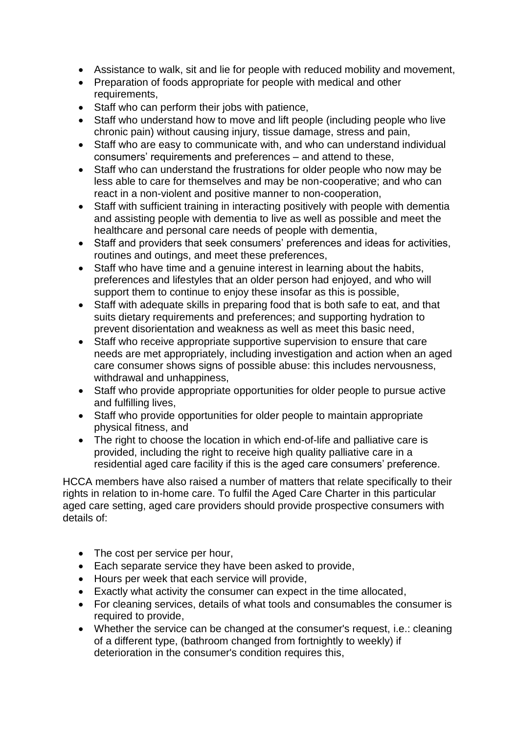- Assistance to walk, sit and lie for people with reduced mobility and movement,
- Preparation of foods appropriate for people with medical and other requirements,
- Staff who can perform their jobs with patience,
- Staff who understand how to move and lift people (including people who live chronic pain) without causing injury, tissue damage, stress and pain,
- Staff who are easy to communicate with, and who can understand individual consumers' requirements and preferences – and attend to these,
- Staff who can understand the frustrations for older people who now may be less able to care for themselves and may be non-cooperative; and who can react in a non-violent and positive manner to non-cooperation,
- Staff with sufficient training in interacting positively with people with dementia and assisting people with dementia to live as well as possible and meet the healthcare and personal care needs of people with dementia,
- Staff and providers that seek consumers' preferences and ideas for activities, routines and outings, and meet these preferences,
- Staff who have time and a genuine interest in learning about the habits, preferences and lifestyles that an older person had enjoyed, and who will support them to continue to enjoy these insofar as this is possible,
- Staff with adequate skills in preparing food that is both safe to eat, and that suits dietary requirements and preferences; and supporting hydration to prevent disorientation and weakness as well as meet this basic need,
- Staff who receive appropriate supportive supervision to ensure that care needs are met appropriately, including investigation and action when an aged care consumer shows signs of possible abuse: this includes nervousness, withdrawal and unhappiness,
- Staff who provide appropriate opportunities for older people to pursue active and fulfilling lives,
- Staff who provide opportunities for older people to maintain appropriate physical fitness, and
- The right to choose the location in which end-of-life and palliative care is provided, including the right to receive high quality palliative care in a residential aged care facility if this is the aged care consumers' preference.

HCCA members have also raised a number of matters that relate specifically to their rights in relation to in-home care. To fulfil the Aged Care Charter in this particular aged care setting, aged care providers should provide prospective consumers with details of:

- The cost per service per hour,
- Each separate service they have been asked to provide,
- Hours per week that each service will provide,
- Exactly what activity the consumer can expect in the time allocated,
- For cleaning services, details of what tools and consumables the consumer is required to provide,
- Whether the service can be changed at the consumer's request, i.e.: cleaning of a different type, (bathroom changed from fortnightly to weekly) if deterioration in the consumer's condition requires this,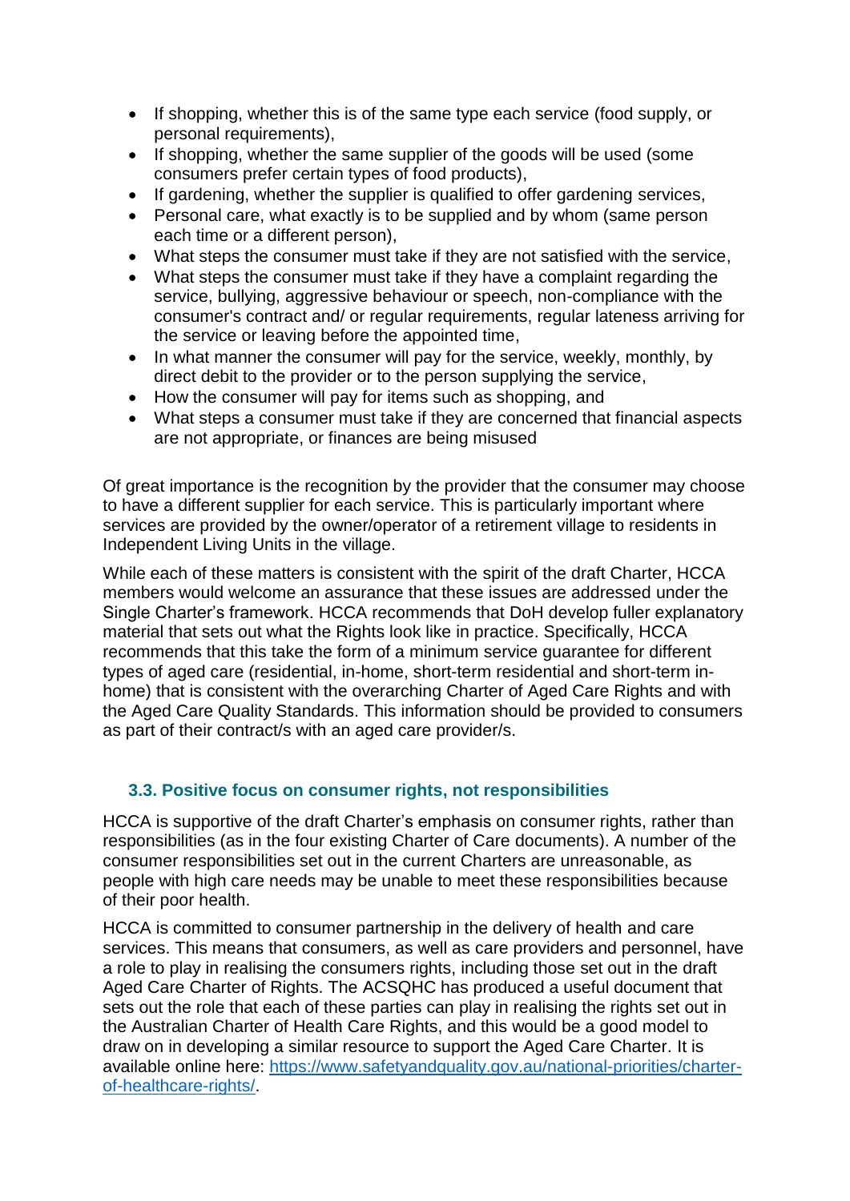- If shopping, whether this is of the same type each service (food supply, or personal requirements),
- If shopping, whether the same supplier of the goods will be used (some consumers prefer certain types of food products),
- If gardening, whether the supplier is qualified to offer gardening services,
- Personal care, what exactly is to be supplied and by whom (same person each time or a different person),
- What steps the consumer must take if they are not satisfied with the service,
- What steps the consumer must take if they have a complaint regarding the service, bullying, aggressive behaviour or speech, non-compliance with the consumer's contract and/ or regular requirements, regular lateness arriving for the service or leaving before the appointed time,
- In what manner the consumer will pay for the service, weekly, monthly, by direct debit to the provider or to the person supplying the service,
- How the consumer will pay for items such as shopping, and
- What steps a consumer must take if they are concerned that financial aspects are not appropriate, or finances are being misused

Of great importance is the recognition by the provider that the consumer may choose to have a different supplier for each service. This is particularly important where services are provided by the owner/operator of a retirement village to residents in Independent Living Units in the village.

While each of these matters is consistent with the spirit of the draft Charter, HCCA members would welcome an assurance that these issues are addressed under the Single Charter's framework. HCCA recommends that DoH develop fuller explanatory material that sets out what the Rights look like in practice. Specifically, HCCA recommends that this take the form of a minimum service guarantee for different types of aged care (residential, in-home, short-term residential and short-term in-home) that is consistent with the overarching Charter of Aged Care Rights and with the Aged Care Quality Standards. This information should be provided to consumers as part of their contract/s with an aged care provider/s.

### 3.3. Positive focus on consumer rights, not responsibilities

HCCA is supportive of the draft Charter's emphasis on consumer rights, rather than responsibilities (as in the four existing Charter of Care documents). A number of the consumer responsibilities set out in the current Charters are unreasonable, as people with high care needs may be unable to meet these responsibilities because of their poor health.

HCCA is committed to consumer partnership in the delivery of health and care services. This means that consumers, as well as care providers and personnel, have a role to play in realising the consumers rights, including those set out in the draft Aged Care Charter of Rights. The ACSQHC has produced a useful document that sets out the role that each of these parties can play in realising the rights set out in the Australian Charter of Health Care Rights, and this would be a good model to draw on in developing a similar resource to support the Aged Care Charter. It is available online here: [https://www.safetyandquality.gov.au/national-priorities/charter-of-healthcare-rights/](https://www.safetyandquality.gov.au/national-priorities/charter-of-healthcare-rights/).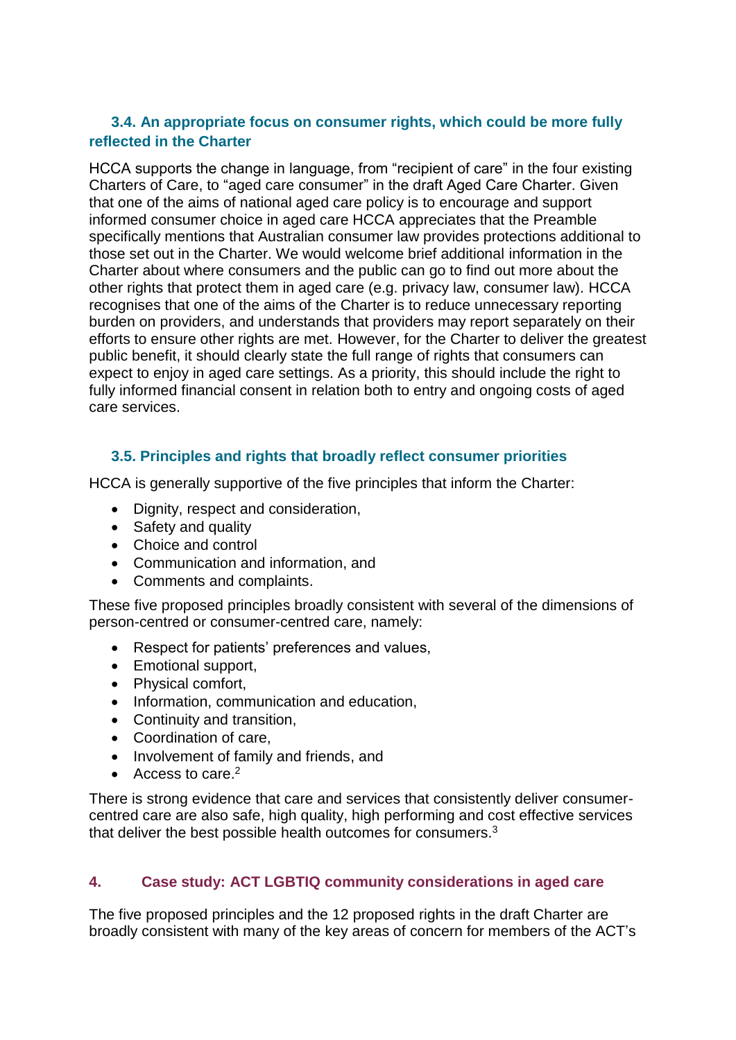### 3.4. An appropriate focus on consumer rights, which could be more fully reflected in the Charter

HCCA supports the change in language, from “recipient of care” in the four existing Charters of Care, to “aged care consumer” in the draft Aged Care Charter. Given that one of the aims of national aged care policy is to encourage and support informed consumer choice in aged care HCCA appreciates that the Preamble specifically mentions that Australian consumer law provides protections additional to those set out in the Charter. We would welcome brief additional information in the Charter about where consumers and the public can go to find out more about the other rights that protect them in aged care (e.g. privacy law, consumer law). HCCA recognises that one of the aims of the Charter is to reduce unnecessary reporting burden on providers, and understands that providers may report separately on their efforts to ensure other rights are met. However, for the Charter to deliver the greatest public benefit, it should clearly state the full range of rights that consumers can expect to enjoy in aged care settings. As a priority, this should include the right to fully informed financial consent in relation both to entry and ongoing costs of aged care services.

### 3.5. Principles and rights that broadly reflect consumer priorities

HCCA is generally supportive of the five principles that inform the Charter:

- Dignity, respect and consideration,
- Safety and quality
- Choice and control
- Communication and information, and
- Comments and complaints.

These five proposed principles broadly consistent with several of the dimensions of person-centred or consumer-centred care, namely:

- Respect for patients’ preferences and values,
- Emotional support,
- Physical comfort,
- Information, communication and education,
- Continuity and transition,
- Coordination of care,
- Involvement of family and friends, and
- Access to care.[2]

There is strong evidence that care and services that consistently deliver consumer-centred care are also safe, high quality, high performing and cost effective services that deliver the best possible health outcomes for consumers.[3]

## 4. Case study: ACT LGBTIQ community considerations in aged care

The five proposed principles and the 12 proposed rights in the draft Charter are broadly consistent with many of the key areas of concern for members of the ACT’s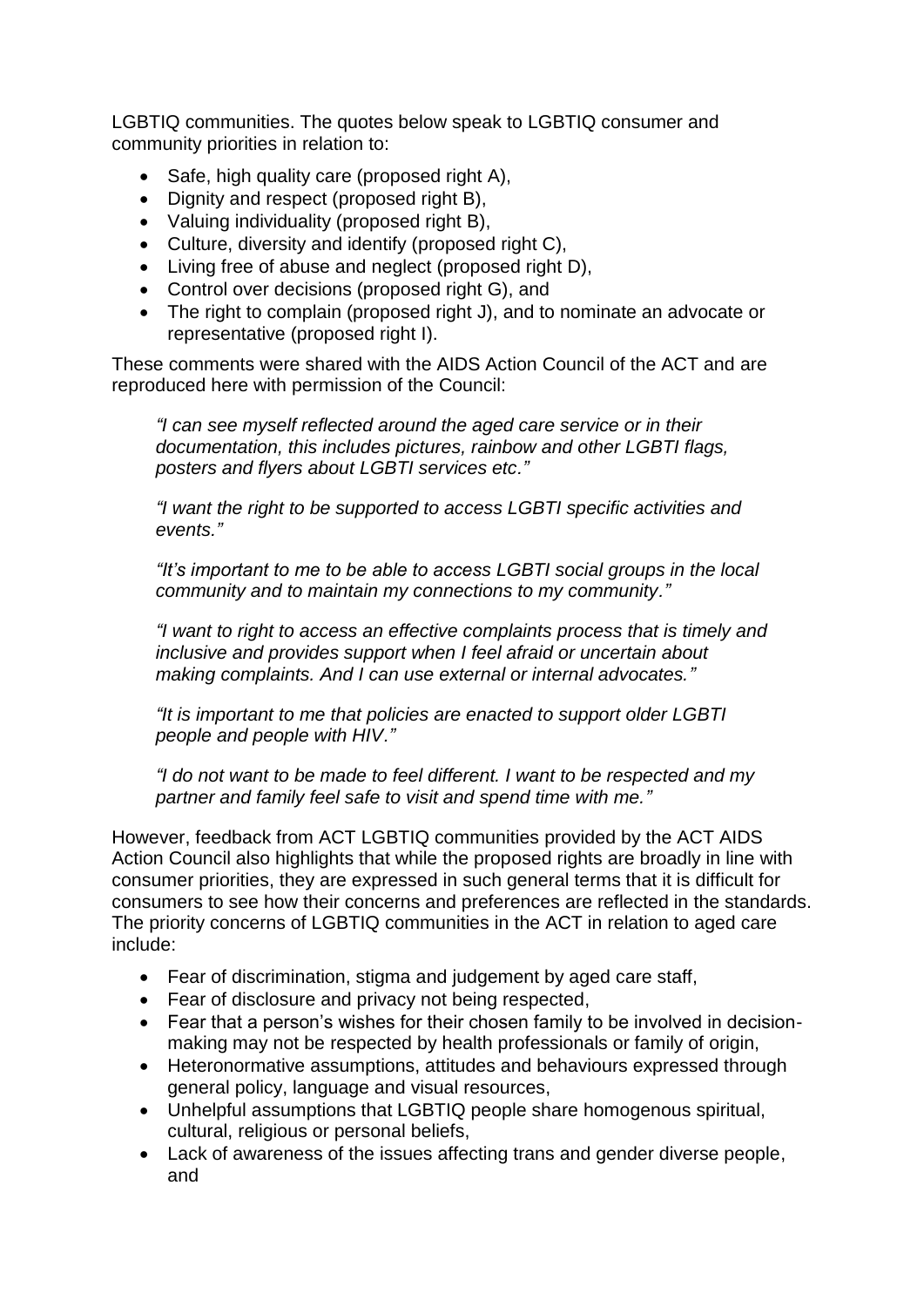LGBTIQ communities. The quotes below speak to LGBTIQ consumer and community priorities in relation to:

- Safe, high quality care (proposed right A),
- Dignity and respect (proposed right B),
- Valuing individuality (proposed right B),
- Culture, diversity and identify (proposed right C),
- Living free of abuse and neglect (proposed right D),
- Control over decisions (proposed right G), and
- The right to complain (proposed right J), and to nominate an advocate or representative (proposed right I).

These comments were shared with the AIDS Action Council of the ACT and are reproduced here with permission of the Council:

> *"I can see myself reflected around the aged care service or in their documentation, this includes pictures, rainbow and other LGBTI flags, posters and flyers about LGBTI services etc."*
>
> *"I want the right to be supported to access LGBTI specific activities and events."*
>
> *"It's important to me to be able to access LGBTI social groups in the local community and to maintain my connections to my community."*
>
> *"I want to right to access an effective complaints process that is timely and inclusive and provides support when I feel afraid or uncertain about making complaints. And I can use external or internal advocates."*
>
> *"It is important to me that policies are enacted to support older LGBTI people and people with HIV."*
>
> *"I do not want to be made to feel different. I want to be respected and my partner and family feel safe to visit and spend time with me."*

However, feedback from ACT LGBTIQ communities provided by the ACT AIDS Action Council also highlights that while the proposed rights are broadly in line with consumer priorities, they are expressed in such general terms that it is difficult for consumers to see how their concerns and preferences are reflected in the standards. The priority concerns of LGBTIQ communities in the ACT in relation to aged care include:

- Fear of discrimination, stigma and judgement by aged care staff,
- Fear of disclosure and privacy not being respected,
- Fear that a person's wishes for their chosen family to be involved in decision-making may not be respected by health professionals or family of origin,
- Heteronormative assumptions, attitudes and behaviours expressed through general policy, language and visual resources,
- Unhelpful assumptions that LGBTIQ people share homogenous spiritual, cultural, religious or personal beliefs,
- Lack of awareness of the issues affecting trans and gender diverse people, and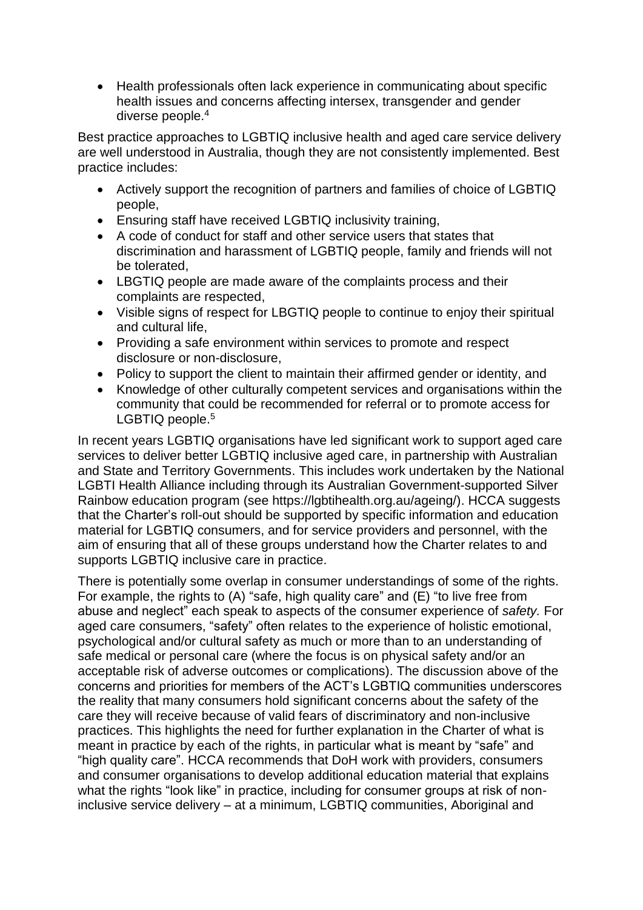- Health professionals often lack experience in communicating about specific health issues and concerns affecting intersex, transgender and gender diverse people.[4]

Best practice approaches to LGBTIQ inclusive health and aged care service delivery are well understood in Australia, though they are not consistently implemented. Best practice includes:

- Actively support the recognition of partners and families of choice of LGBTIQ people,
- Ensuring staff have received LGBTIQ inclusivity training,
- A code of conduct for staff and other service users that states that discrimination and harassment of LGBTIQ people, family and friends will not be tolerated,
- LBGTIQ people are made aware of the complaints process and their complaints are respected,
- Visible signs of respect for LBGTIQ people to continue to enjoy their spiritual and cultural life,
- Providing a safe environment within services to promote and respect disclosure or non-disclosure,
- Policy to support the client to maintain their affirmed gender or identity, and
- Knowledge of other culturally competent services and organisations within the community that could be recommended for referral or to promote access for LGBTIQ people.[5]

In recent years LGBTIQ organisations have led significant work to support aged care services to deliver better LGBTIQ inclusive aged care, in partnership with Australian and State and Territory Governments. This includes work undertaken by the National LGBTI Health Alliance including through its Australian Government-supported Silver Rainbow education program (see https://lgbtihealth.org.au/ageing/). HCCA suggests that the Charter's roll-out should be supported by specific information and education material for LGBTIQ consumers, and for service providers and personnel, with the aim of ensuring that all of these groups understand how the Charter relates to and supports LGBTIQ inclusive care in practice.

There is potentially some overlap in consumer understandings of some of the rights. For example, the rights to (A) "safe, high quality care" and (E) "to live free from abuse and neglect" each speak to aspects of the consumer experience of *safety.* For aged care consumers, "safety" often relates to the experience of holistic emotional, psychological and/or cultural safety as much or more than to an understanding of safe medical or personal care (where the focus is on physical safety and/or an acceptable risk of adverse outcomes or complications). The discussion above of the concerns and priorities for members of the ACT's LGBTIQ communities underscores the reality that many consumers hold significant concerns about the safety of the care they will receive because of valid fears of discriminatory and non-inclusive practices. This highlights the need for further explanation in the Charter of what is meant in practice by each of the rights, in particular what is meant by "safe" and "high quality care". HCCA recommends that DoH work with providers, consumers and consumer organisations to develop additional education material that explains what the rights "look like" in practice, including for consumer groups at risk of non-inclusive service delivery – at a minimum, LGBTIQ communities, Aboriginal and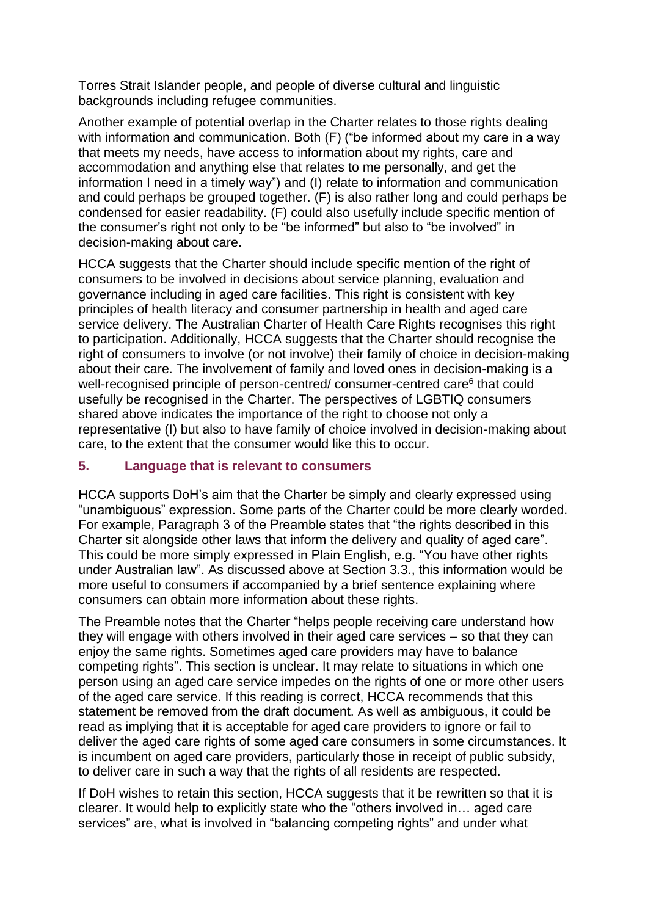Torres Strait Islander people, and people of diverse cultural and linguistic backgrounds including refugee communities.

Another example of potential overlap in the Charter relates to those rights dealing with information and communication. Both (F) ("be informed about my care in a way that meets my needs, have access to information about my rights, care and accommodation and anything else that relates to me personally, and get the information I need in a timely way") and (I) relate to information and communication and could perhaps be grouped together. (F) is also rather long and could perhaps be condensed for easier readability. (F) could also usefully include specific mention of the consumer's right not only to be "be informed" but also to "be involved" in decision-making about care.

HCCA suggests that the Charter should include specific mention of the right of consumers to be involved in decisions about service planning, evaluation and governance including in aged care facilities. This right is consistent with key principles of health literacy and consumer partnership in health and aged care service delivery. The Australian Charter of Health Care Rights recognises this right to participation. Additionally, HCCA suggests that the Charter should recognise the right of consumers to involve (or not involve) their family of choice in decision-making about their care. The involvement of family and loved ones in decision-making is a well-recognised principle of person-centred/ consumer-centred care[6] that could usefully be recognised in the Charter. The perspectives of LGBTIQ consumers shared above indicates the importance of the right to choose not only a representative (I) but also to have family of choice involved in decision-making about care, to the extent that the consumer would like this to occur.

## 5. Language that is relevant to consumers

HCCA supports DoH's aim that the Charter be simply and clearly expressed using "unambiguous" expression. Some parts of the Charter could be more clearly worded. For example, Paragraph 3 of the Preamble states that "the rights described in this Charter sit alongside other laws that inform the delivery and quality of aged care". This could be more simply expressed in Plain English, e.g. "You have other rights under Australian law". As discussed above at Section 3.3., this information would be more useful to consumers if accompanied by a brief sentence explaining where consumers can obtain more information about these rights.

The Preamble notes that the Charter "helps people receiving care understand how they will engage with others involved in their aged care services – so that they can enjoy the same rights. Sometimes aged care providers may have to balance competing rights". This section is unclear. It may relate to situations in which one person using an aged care service impedes on the rights of one or more other users of the aged care service. If this reading is correct, HCCA recommends that this statement be removed from the draft document. As well as ambiguous, it could be read as implying that it is acceptable for aged care providers to ignore or fail to deliver the aged care rights of some aged care consumers in some circumstances. It is incumbent on aged care providers, particularly those in receipt of public subsidy, to deliver care in such a way that the rights of all residents are respected.

If DoH wishes to retain this section, HCCA suggests that it be rewritten so that it is clearer. It would help to explicitly state who the "others involved in… aged care services" are, what is involved in "balancing competing rights" and under what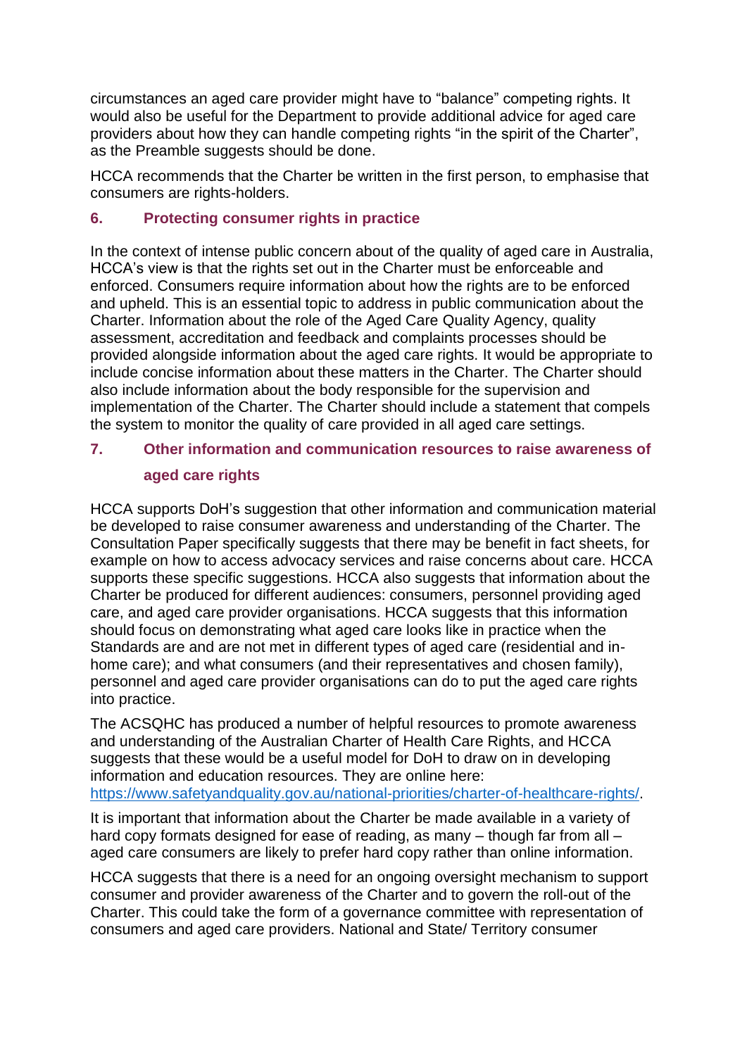circumstances an aged care provider might have to "balance" competing rights. It would also be useful for the Department to provide additional advice for aged care providers about how they can handle competing rights "in the spirit of the Charter", as the Preamble suggests should be done.

HCCA recommends that the Charter be written in the first person, to emphasise that consumers are rights-holders.

## 6. Protecting consumer rights in practice

In the context of intense public concern about of the quality of aged care in Australia, HCCA's view is that the rights set out in the Charter must be enforceable and enforced. Consumers require information about how the rights are to be enforced and upheld. This is an essential topic to address in public communication about the Charter. Information about the role of the Aged Care Quality Agency, quality assessment, accreditation and feedback and complaints processes should be provided alongside information about the aged care rights. It would be appropriate to include concise information about these matters in the Charter. The Charter should also include information about the body responsible for the supervision and implementation of the Charter. The Charter should include a statement that compels the system to monitor the quality of care provided in all aged care settings.

## 7. Other information and communication resources to raise awareness of aged care rights

HCCA supports DoH's suggestion that other information and communication material be developed to raise consumer awareness and understanding of the Charter. The Consultation Paper specifically suggests that there may be benefit in fact sheets, for example on how to access advocacy services and raise concerns about care. HCCA supports these specific suggestions. HCCA also suggests that information about the Charter be produced for different audiences: consumers, personnel providing aged care, and aged care provider organisations. HCCA suggests that this information should focus on demonstrating what aged care looks like in practice when the Standards are and are not met in different types of aged care (residential and in-home care); and what consumers (and their representatives and chosen family), personnel and aged care provider organisations can do to put the aged care rights into practice.

The ACSQHC has produced a number of helpful resources to promote awareness and understanding of the Australian Charter of Health Care Rights, and HCCA suggests that these would be a useful model for DoH to draw on in developing information and education resources. They are online here: https://www.safetyandquality.gov.au/national-priorities/charter-of-healthcare-rights/.

It is important that information about the Charter be made available in a variety of hard copy formats designed for ease of reading, as many – though far from all – aged care consumers are likely to prefer hard copy rather than online information.

HCCA suggests that there is a need for an ongoing oversight mechanism to support consumer and provider awareness of the Charter and to govern the roll-out of the Charter. This could take the form of a governance committee with representation of consumers and aged care providers. National and State/ Territory consumer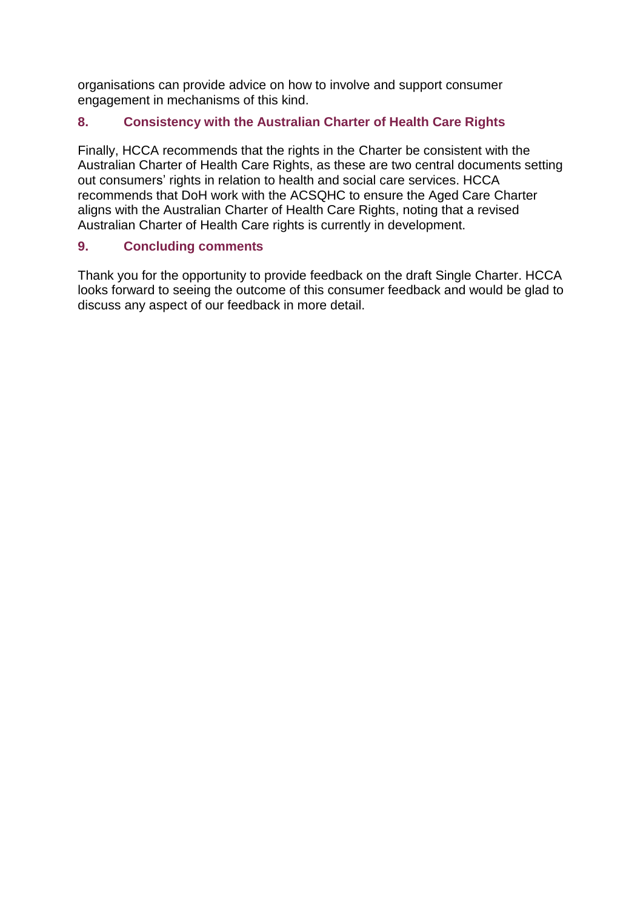organisations can provide advice on how to involve and support consumer engagement in mechanisms of this kind.

## 8. Consistency with the Australian Charter of Health Care Rights

Finally, HCCA recommends that the rights in the Charter be consistent with the Australian Charter of Health Care Rights, as these are two central documents setting out consumers' rights in relation to health and social care services. HCCA recommends that DoH work with the ACSQHC to ensure the Aged Care Charter aligns with the Australian Charter of Health Care Rights, noting that a revised Australian Charter of Health Care rights is currently in development.

## 9. Concluding comments

Thank you for the opportunity to provide feedback on the draft Single Charter. HCCA looks forward to seeing the outcome of this consumer feedback and would be glad to discuss any aspect of our feedback in more detail.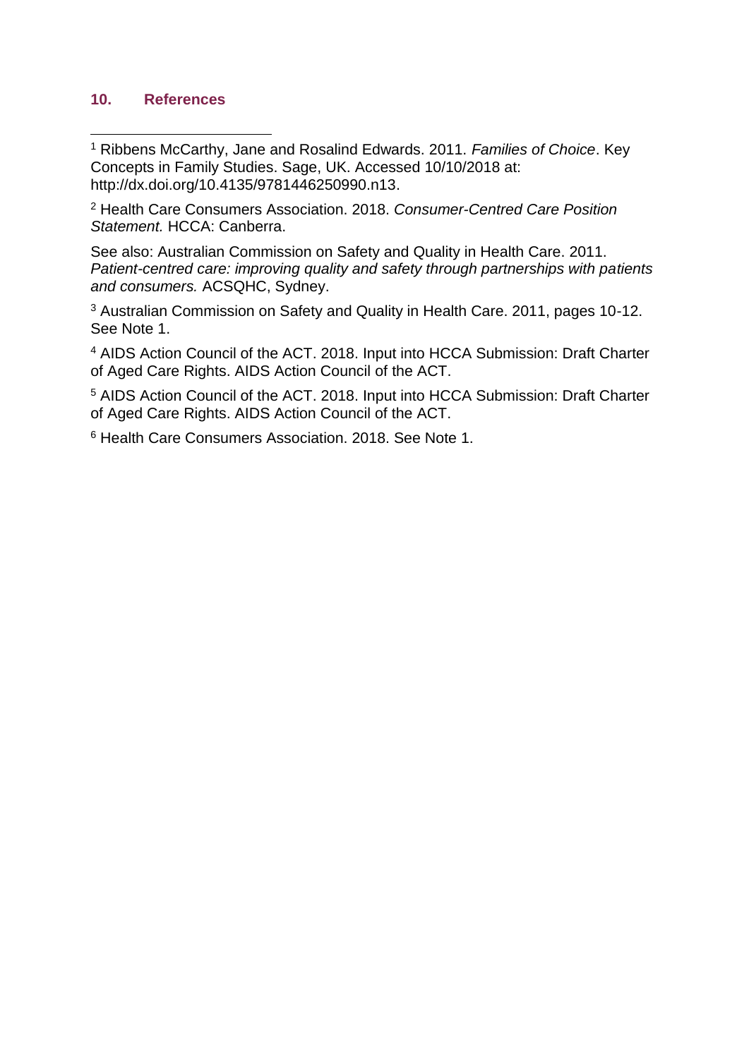## 10. References

[1] Ribbens McCarthy, Jane and Rosalind Edwards. 2011. *Families of Choice*. Key Concepts in Family Studies. Sage, UK. Accessed 10/10/2018 at: http://dx.doi.org/10.4135/9781446250990.n13.

[2] Health Care Consumers Association. 2018. *Consumer-Centred Care Position Statement.* HCCA: Canberra.

See also: Australian Commission on Safety and Quality in Health Care. 2011. *Patient-centred care: improving quality and safety through partnerships with patients and consumers.* ACSQHC, Sydney.

[3] Australian Commission on Safety and Quality in Health Care. 2011, pages 10-12. See Note 1.

[4] AIDS Action Council of the ACT. 2018. Input into HCCA Submission: Draft Charter of Aged Care Rights. AIDS Action Council of the ACT.

[5] AIDS Action Council of the ACT. 2018. Input into HCCA Submission: Draft Charter of Aged Care Rights. AIDS Action Council of the ACT.

[6] Health Care Consumers Association. 2018. See Note 1.